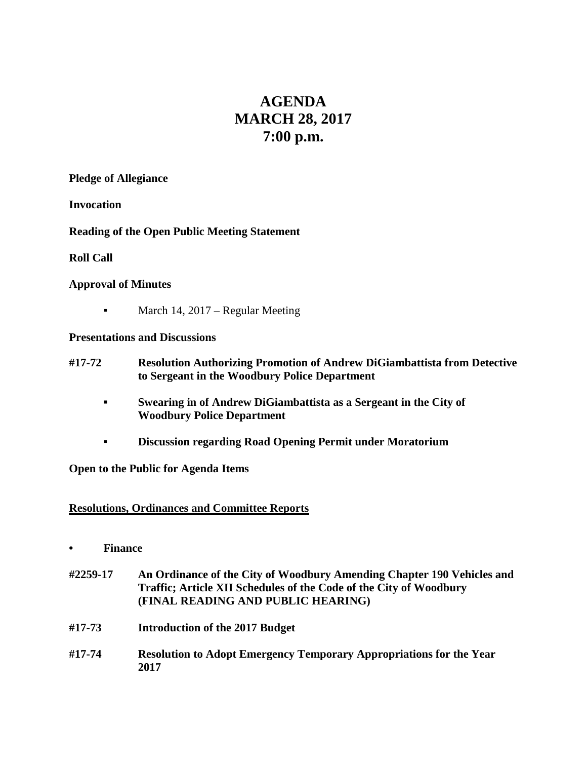# AGENDA
# MARCH 28, 2017
# 7:00 p.m.

**Pledge of Allegiance**

**Invocation**

**Reading of the Open Public Meeting Statement**

**Roll Call**

**Approval of Minutes**

- March 14, 2017 – Regular Meeting

**Presentations and Discussions**

**#17-72 Resolution Authorizing Promotion of Andrew DiGiambattista from Detective to Sergeant in the Woodbury Police Department**

- **Swearing in of Andrew DiGiambattista as a Sergeant in the City of Woodbury Police Department**
- **Discussion regarding Road Opening Permit under Moratorium**

**Open to the Public for Agenda Items**

**Resolutions, Ordinances and Committee Reports**

- **Finance**

**#2259-17 An Ordinance of the City of Woodbury Amending Chapter 190 Vehicles and Traffic; Article XII Schedules of the Code of the City of Woodbury (FINAL READING AND PUBLIC HEARING)**

**#17-73 Introduction of the 2017 Budget**

**#17-74 Resolution to Adopt Emergency Temporary Appropriations for the Year 2017**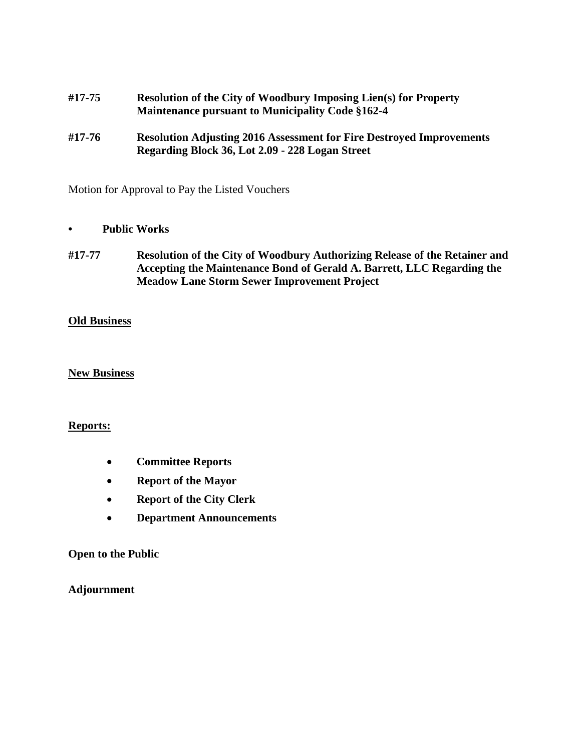**#17-75 Resolution of the City of Woodbury Imposing Lien(s) for Property Maintenance pursuant to Municipality Code §162-4**

**#17-76 Resolution Adjusting 2016 Assessment for Fire Destroyed Improvements Regarding Block 36, Lot 2.09 - 228 Logan Street**

Motion for Approval to Pay the Listed Vouchers

- **Public Works**

**#17-77 Resolution of the City of Woodbury Authorizing Release of the Retainer and Accepting the Maintenance Bond of Gerald A. Barrett, LLC Regarding the Meadow Lane Storm Sewer Improvement Project**

**Old Business**

**New Business**

**Reports:**

- **Committee Reports**
- **Report of the Mayor**
- **Report of the City Clerk**
- **Department Announcements**

**Open to the Public**

**Adjournment**